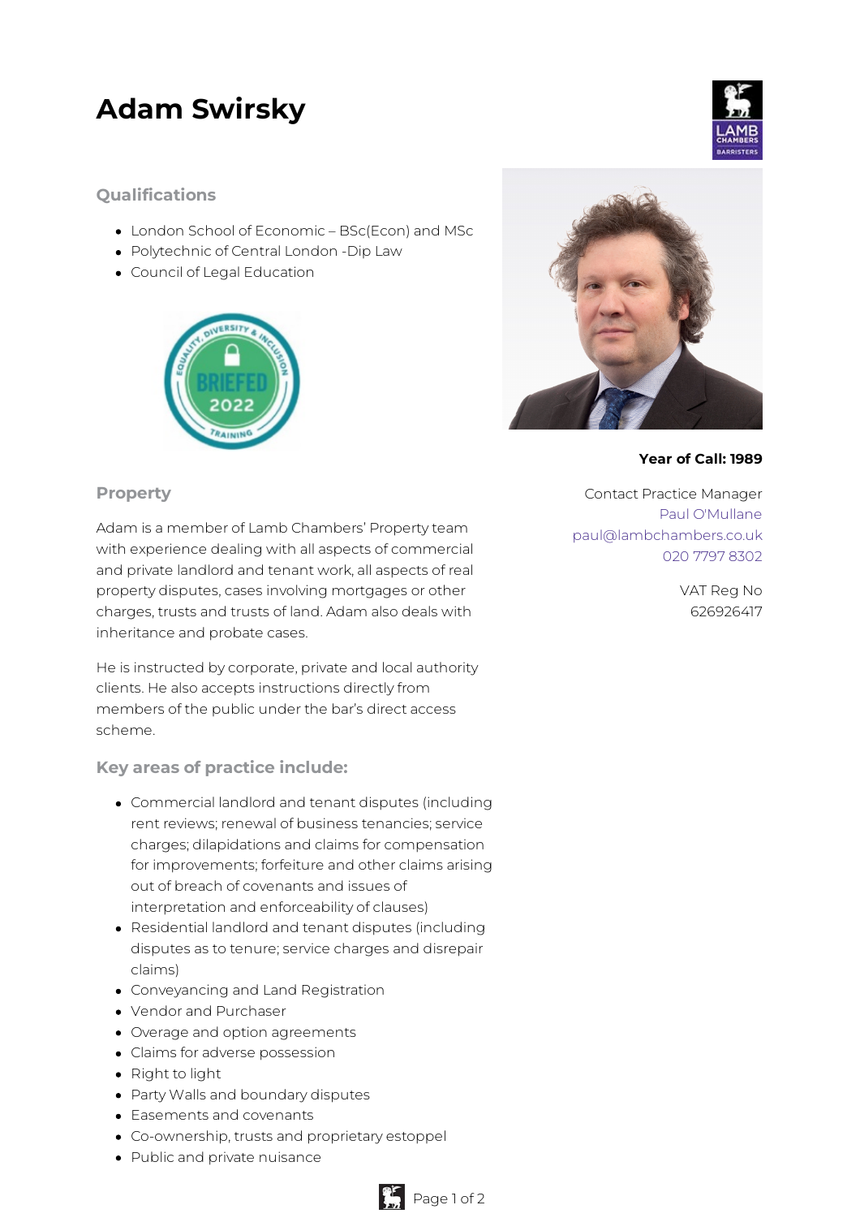# Adam Swirsky

## Qualifications

- London School of Economic – BSc(Econ) and MSc
- Polytechnic of Central London -Dip Law
- Council of Legal Education

**Year of Call: 1989**

Contact Practice Manager
Paul O'Mullane
paul@lambchambers.co.uk
020 7797 8302

VAT Reg No
626926417

## Property

Adam is a member of Lamb Chambers' Property team with experience dealing with all aspects of commercial and private landlord and tenant work, all aspects of real property disputes, cases involving mortgages or other charges, trusts and trusts of land. Adam also deals with inheritance and probate cases.

He is instructed by corporate, private and local authority clients. He also accepts instructions directly from members of the public under the bar's direct access scheme.

## Key areas of practice include:

- Commercial landlord and tenant disputes (including rent reviews; renewal of business tenancies; service charges; dilapidations and claims for compensation for improvements; forfeiture and other claims arising out of breach of covenants and issues of interpretation and enforceability of clauses)
- Residential landlord and tenant disputes (including disputes as to tenure; service charges and disrepair claims)
- Conveyancing and Land Registration
- Vendor and Purchaser
- Overage and option agreements
- Claims for adverse possession
- Right to light
- Party Walls and boundary disputes
- Easements and covenants
- Co-ownership, trusts and proprietary estoppel
- Public and private nuisance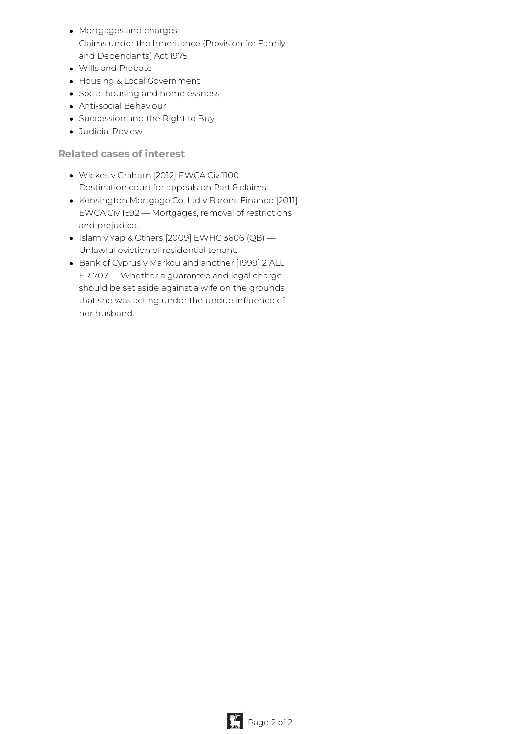- Mortgages and charges
  Claims under the Inheritance (Provision for Family and Dependants) Act 1975
- Wills and Probate
- Housing & Local Government
- Social housing and homelessness
- Anti-social Behaviour
- Succession and the Right to Buy
- Judicial Review

### Related cases of interest

- Wickes v Graham [2012] EWCA Civ 1100 — Destination court for appeals on Part 8 claims.
- Kensington Mortgage Co. Ltd v Barons Finance [2011] EWCA Civ 1592 — Mortgages, removal of restrictions and prejudice.
- Islam v Yap & Others [2009] EWHC 3606 (QB) — Unlawful eviction of residential tenant.
- Bank of Cyprus v Markou and another [1999] 2 ALL ER 707 — Whether a guarantee and legal charge should be set aside against a wife on the grounds that she was acting under the undue influence of her husband.